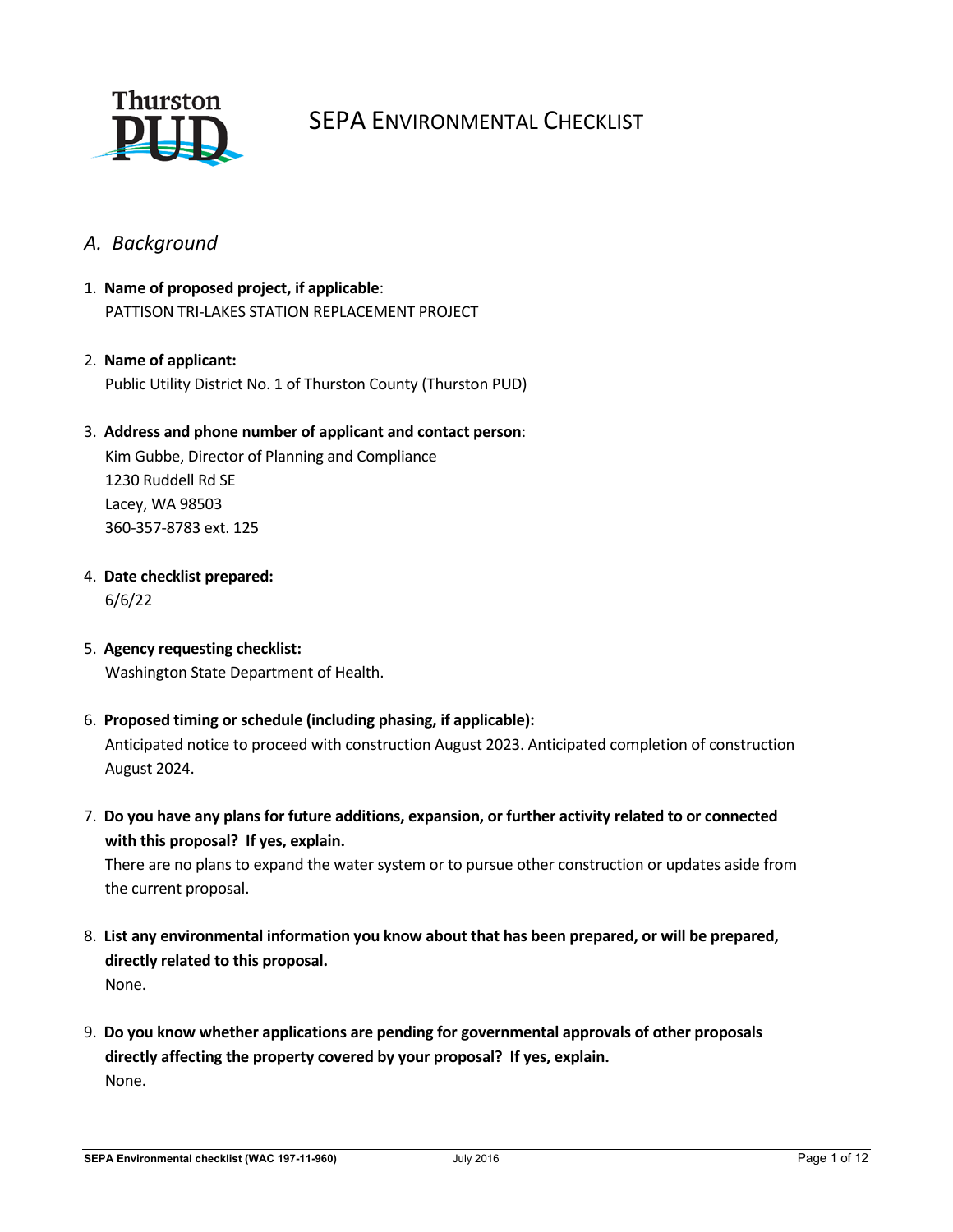# SEPA Environmental Checklist

## *A. Background*

1. **Name of proposed project, if applicable**:
   PATTISON TRI-LAKES STATION REPLACEMENT PROJECT

2. **Name of applicant:**
   Public Utility District No. 1 of Thurston County (Thurston PUD)

3. **Address and phone number of applicant and contact person**:
   Kim Gubbe, Director of Planning and Compliance
   1230 Ruddell Rd SE
   Lacey, WA 98503
   360-357-8783 ext. 125

4. **Date checklist prepared:**
   6/6/22

5. **Agency requesting checklist:**
   Washington State Department of Health.

6. **Proposed timing or schedule (including phasing, if applicable):**
   Anticipated notice to proceed with construction August 2023. Anticipated completion of construction August 2024.

7. **Do you have any plans for future additions, expansion, or further activity related to or connected with this proposal? If yes, explain.**
   There are no plans to expand the water system or to pursue other construction or updates aside from the current proposal.

8. **List any environmental information you know about that has been prepared, or will be prepared, directly related to this proposal.**
   None.

9. **Do you know whether applications are pending for governmental approvals of other proposals directly affecting the property covered by your proposal? If yes, explain.**
   None.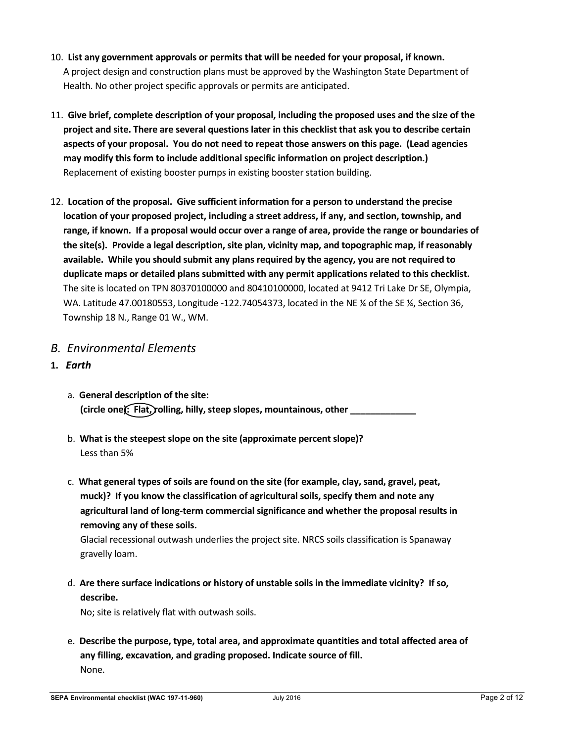10. **List any government approvals or permits that will be needed for your proposal, if known.**
    A project design and construction plans must be approved by the Washington State Department of Health. No other project specific approvals or permits are anticipated.

11. **Give brief, complete description of your proposal, including the proposed uses and the size of the project and site. There are several questions later in this checklist that ask you to describe certain aspects of your proposal. You do not need to repeat those answers on this page. (Lead agencies may modify this form to include additional specific information on project description.)**
    Replacement of existing booster pumps in existing booster station building.

12. **Location of the proposal. Give sufficient information for a person to understand the precise location of your proposed project, including a street address, if any, and section, township, and range, if known. If a proposal would occur over a range of area, provide the range or boundaries of the site(s). Provide a legal description, site plan, vicinity map, and topographic map, if reasonably available. While you should submit any plans required by the agency, you are not required to duplicate maps or detailed plans submitted with any permit applications related to this checklist.**
    The site is located on TPN 80370100000 and 80410100000, located at 9412 Tri Lake Dr SE, Olympia, WA. Latitude 47.00180553, Longitude -122.74054373, located in the NE ¼ of the SE ¼, Section 36, Township 18 N., Range 01 W., WM.

## *B. Environmental Elements*

### 1. *Earth*

a. **General description of the site:**
   **(circle one): Flat (circled), rolling, hilly, steep slopes, mountainous, other _____________**

b. **What is the steepest slope on the site (approximate percent slope)?**
   Less than 5%

c. **What general types of soils are found on the site (for example, clay, sand, gravel, peat, muck)? If you know the classification of agricultural soils, specify them and note any agricultural land of long-term commercial significance and whether the proposal results in removing any of these soils.**
   Glacial recessional outwash underlies the project site. NRCS soils classification is Spanaway gravelly loam.

d. **Are there surface indications or history of unstable soils in the immediate vicinity? If so, describe.**
   No; site is relatively flat with outwash soils.

e. **Describe the purpose, type, total area, and approximate quantities and total affected area of any filling, excavation, and grading proposed. Indicate source of fill.**
   None.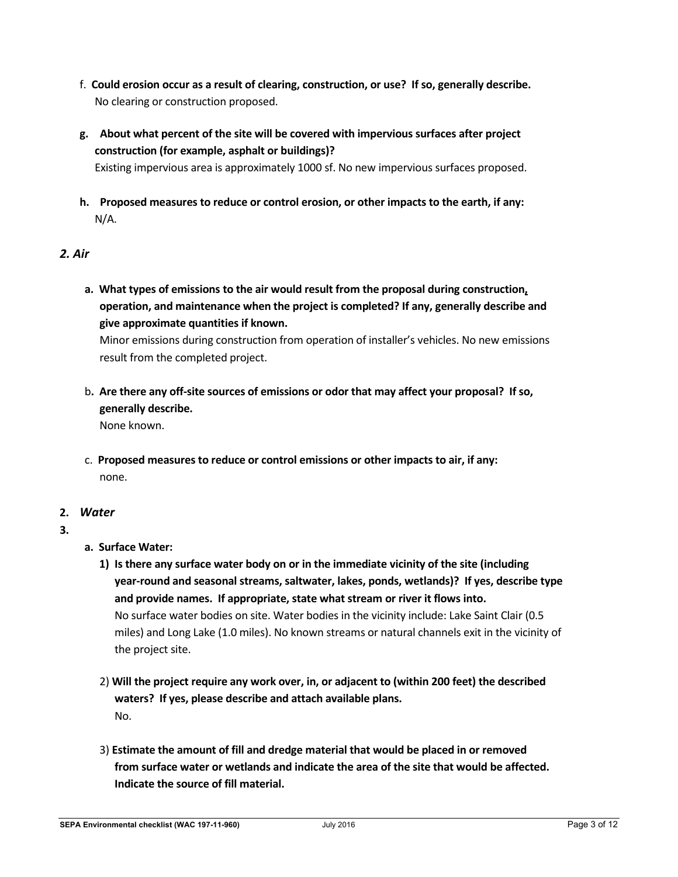f. **Could erosion occur as a result of clearing, construction, or use? If so, generally describe.**
No clearing or construction proposed.

**g. About what percent of the site will be covered with impervious surfaces after project construction (for example, asphalt or buildings)?**
Existing impervious area is approximately 1000 sf. No new impervious surfaces proposed.

**h. Proposed measures to reduce or control erosion, or other impacts to the earth, if any:**
N/A.

### *2. Air*

**a. What types of emissions to the air would result from the proposal during construction, operation, and maintenance when the project is completed? If any, generally describe and give approximate quantities if known.**
Minor emissions during construction from operation of installer's vehicles. No new emissions result from the completed project.

b**. Are there any off-site sources of emissions or odor that may affect your proposal? If so, generally describe.**
None known.

c. **Proposed measures to reduce or control emissions or other impacts to air, if any:**
none.

**2.** ***Water***

**3.**

**a. Surface Water:**

**1) Is there any surface water body on or in the immediate vicinity of the site (including year-round and seasonal streams, saltwater, lakes, ponds, wetlands)? If yes, describe type and provide names. If appropriate, state what stream or river it flows into.**
No surface water bodies on site. Water bodies in the vicinity include: Lake Saint Clair (0.5 miles) and Long Lake (1.0 miles). No known streams or natural channels exit in the vicinity of the project site.

2) **Will the project require any work over, in, or adjacent to (within 200 feet) the described waters? If yes, please describe and attach available plans.**
No.

3) **Estimate the amount of fill and dredge material that would be placed in or removed from surface water or wetlands and indicate the area of the site that would be affected. Indicate the source of fill material.**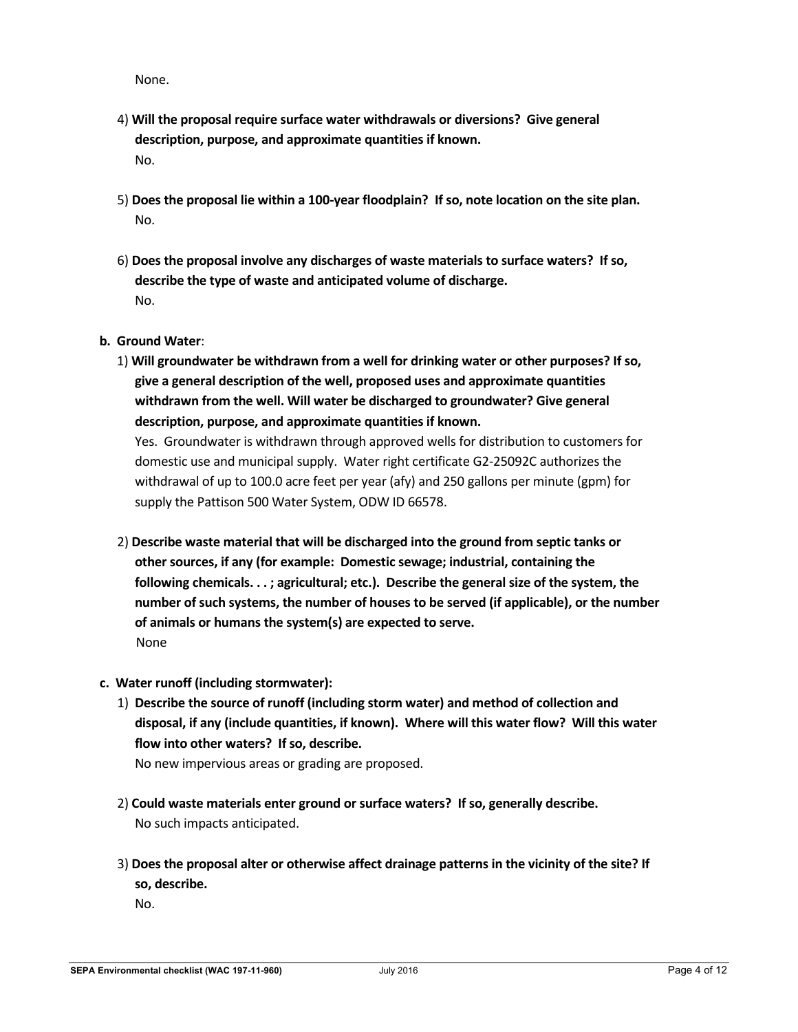None.

4) **Will the proposal require surface water withdrawals or diversions? Give general description, purpose, and approximate quantities if known.**
   No.

5) **Does the proposal lie within a 100-year floodplain? If so, note location on the site plan.**
   No.

6) **Does the proposal involve any discharges of waste materials to surface waters? If so, describe the type of waste and anticipated volume of discharge.**
   No.

**b. Ground Water**:

1) **Will groundwater be withdrawn from a well for drinking water or other purposes? If so, give a general description of the well, proposed uses and approximate quantities withdrawn from the well. Will water be discharged to groundwater? Give general description, purpose, and approximate quantities if known.**
   Yes. Groundwater is withdrawn through approved wells for distribution to customers for domestic use and municipal supply. Water right certificate G2-25092C authorizes the withdrawal of up to 100.0 acre feet per year (afy) and 250 gallons per minute (gpm) for supply the Pattison 500 Water System, ODW ID 66578.

2) **Describe waste material that will be discharged into the ground from septic tanks or other sources, if any (for example: Domestic sewage; industrial, containing the following chemicals. . . ; agricultural; etc.). Describe the general size of the system, the number of such systems, the number of houses to be served (if applicable), or the number of animals or humans the system(s) are expected to serve.**
   None

**c. Water runoff (including stormwater):**

1) **Describe the source of runoff (including storm water) and method of collection and disposal, if any (include quantities, if known). Where will this water flow? Will this water flow into other waters? If so, describe.**
   No new impervious areas or grading are proposed.

2) **Could waste materials enter ground or surface waters? If so, generally describe.**
   No such impacts anticipated.

3) **Does the proposal alter or otherwise affect drainage patterns in the vicinity of the site? If so, describe.**
   No.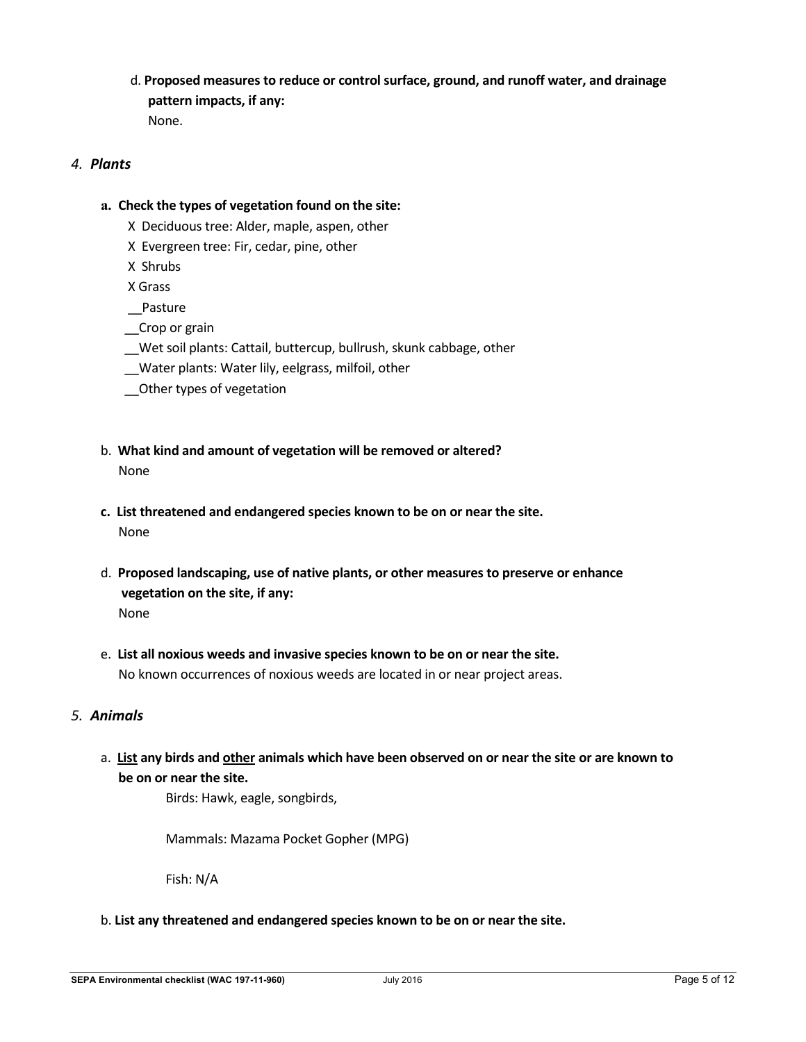d. **Proposed measures to reduce or control surface, ground, and runoff water, and drainage pattern impacts, if any:**
None.

### *4. Plants*

**a. Check the types of vegetation found on the site:**

X Deciduous tree: Alder, maple, aspen, other
X Evergreen tree: Fir, cedar, pine, other
X Shrubs
X Grass
__Pasture
__Crop or grain
__Wet soil plants: Cattail, buttercup, bullrush, skunk cabbage, other
__Water plants: Water lily, eelgrass, milfoil, other
__Other types of vegetation

b. **What kind and amount of vegetation will be removed or altered?**
None

**c. List threatened and endangered species known to be on or near the site.**
None

d. **Proposed landscaping, use of native plants, or other measures to preserve or enhance vegetation on the site, if any:**
None

e. **List all noxious weeds and invasive species known to be on or near the site.**
No known occurrences of noxious weeds are located in or near project areas.

### *5. Animals*

a. **List any birds and other animals which have been observed on or near the site or are known to be on or near the site.**

Birds: Hawk, eagle, songbirds,

Mammals: Mazama Pocket Gopher (MPG)

Fish: N/A

b. **List any threatened and endangered species known to be on or near the site.**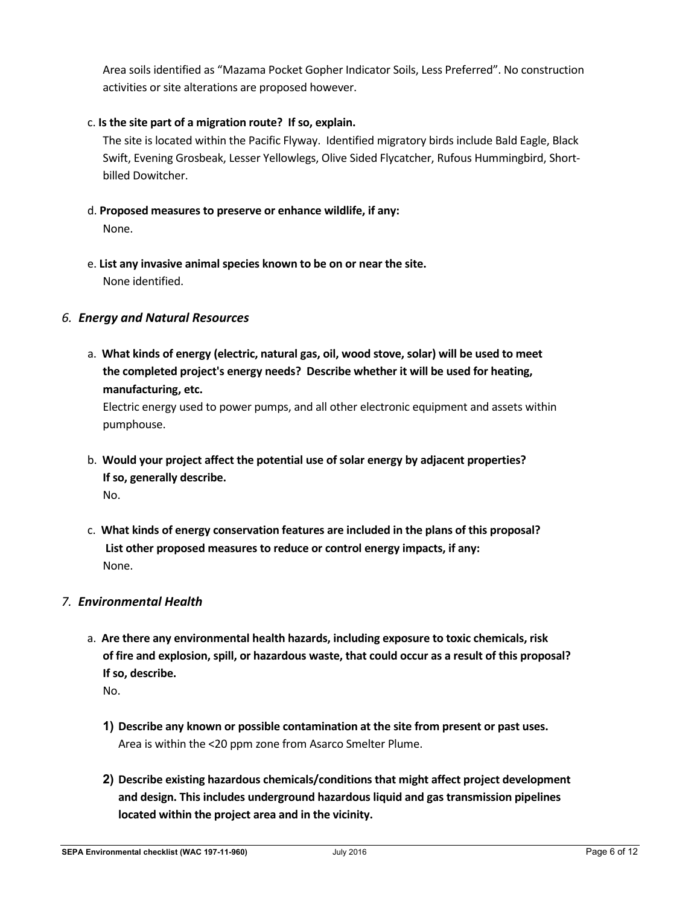Area soils identified as "Mazama Pocket Gopher Indicator Soils, Less Preferred". No construction activities or site alterations are proposed however.

c. **Is the site part of a migration route? If so, explain.**

The site is located within the Pacific Flyway. Identified migratory birds include Bald Eagle, Black Swift, Evening Grosbeak, Lesser Yellowlegs, Olive Sided Flycatcher, Rufous Hummingbird, Short-billed Dowitcher.

d. **Proposed measures to preserve or enhance wildlife, if any:**

None.

e. **List any invasive animal species known to be on or near the site.**

None identified.

## *6. Energy and Natural Resources*

a. **What kinds of energy (electric, natural gas, oil, wood stove, solar) will be used to meet the completed project's energy needs? Describe whether it will be used for heating, manufacturing, etc.**

Electric energy used to power pumps, and all other electronic equipment and assets within pumphouse.

b. **Would your project affect the potential use of solar energy by adjacent properties? If so, generally describe.**

No.

c. **What kinds of energy conservation features are included in the plans of this proposal? List other proposed measures to reduce or control energy impacts, if any:**

None.

## *7. Environmental Health*

a. **Are there any environmental health hazards, including exposure to toxic chemicals, risk of fire and explosion, spill, or hazardous waste, that could occur as a result of this proposal? If so, describe.**

No.

**1) Describe any known or possible contamination at the site from present or past uses.**

Area is within the <20 ppm zone from Asarco Smelter Plume.

**2) Describe existing hazardous chemicals/conditions that might affect project development and design. This includes underground hazardous liquid and gas transmission pipelines located within the project area and in the vicinity.**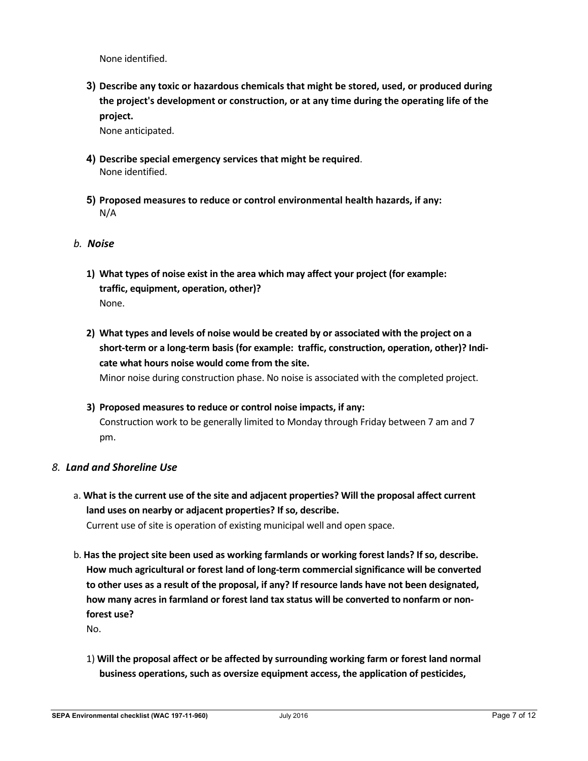None identified.

**3) Describe any toxic or hazardous chemicals that might be stored, used, or produced during the project's development or construction, or at any time during the operating life of the project.**

None anticipated.

**4) Describe special emergency services that might be required**.

None identified.

**5) Proposed measures to reduce or control environmental health hazards, if any:**

N/A

### *b. Noise*

**1) What types of noise exist in the area which may affect your project (for example: traffic, equipment, operation, other)?**

None.

**2) What types and levels of noise would be created by or associated with the project on a short-term or a long-term basis (for example: traffic, construction, operation, other)? Indicate what hours noise would come from the site.**

Minor noise during construction phase. No noise is associated with the completed project.

**3) Proposed measures to reduce or control noise impacts, if any:**

Construction work to be generally limited to Monday through Friday between 7 am and 7 pm.

## *8. Land and Shoreline Use*

a. **What is the current use of the site and adjacent properties? Will the proposal affect current land uses on nearby or adjacent properties? If so, describe.**

Current use of site is operation of existing municipal well and open space.

b. **Has the project site been used as working farmlands or working forest lands? If so, describe. How much agricultural or forest land of long-term commercial significance will be converted to other uses as a result of the proposal, if any? If resource lands have not been designated, how many acres in farmland or forest land tax status will be converted to nonfarm or non-forest use?**

No.

1) **Will the proposal affect or be affected by surrounding working farm or forest land normal business operations, such as oversize equipment access, the application of pesticides,**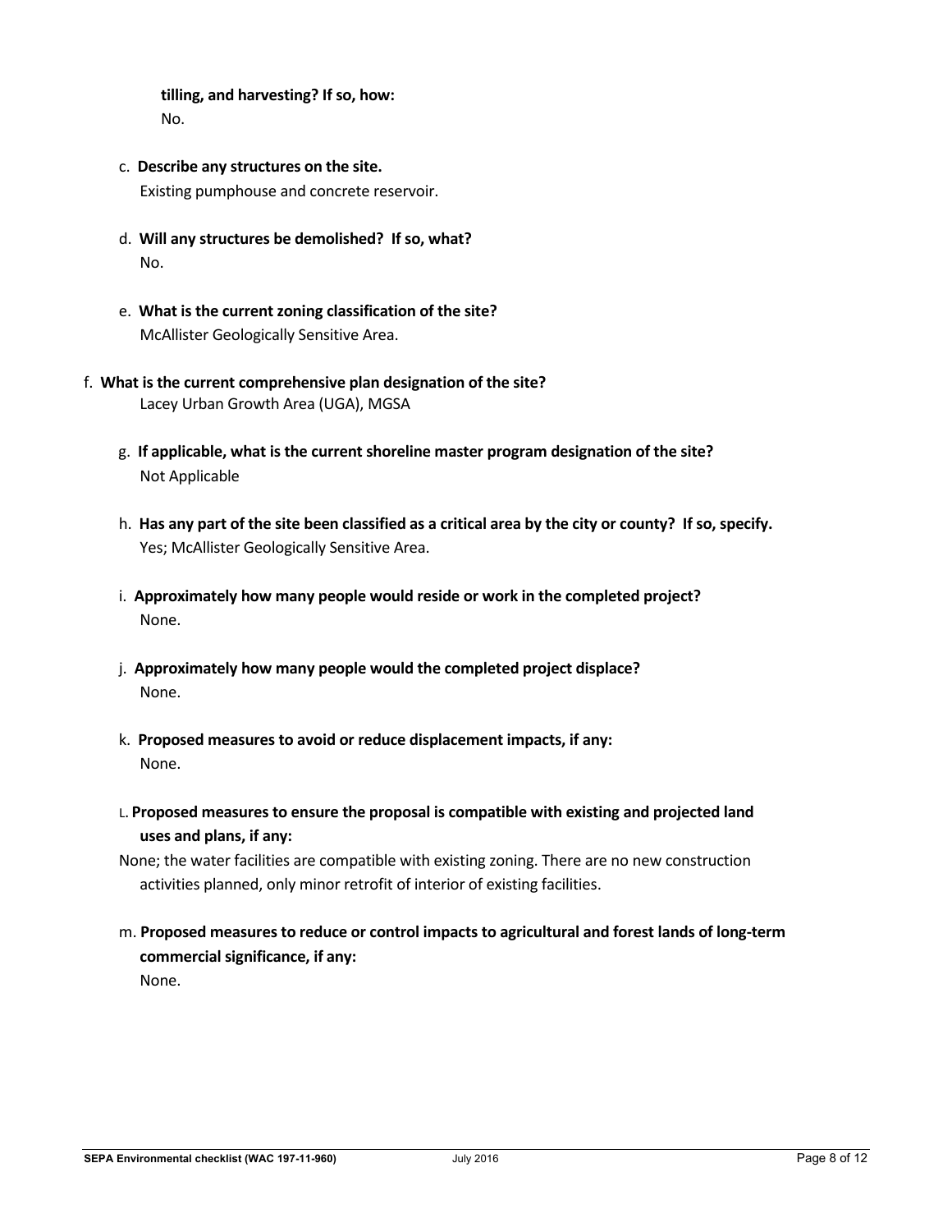**tilling, and harvesting? If so, how:**
No.

c. **Describe any structures on the site.**
Existing pumphouse and concrete reservoir.

d. **Will any structures be demolished? If so, what?**
No.

e. **What is the current zoning classification of the site?**
McAllister Geologically Sensitive Area.

f. **What is the current comprehensive plan designation of the site?**
Lacey Urban Growth Area (UGA), MGSA

g. **If applicable, what is the current shoreline master program designation of the site?**
Not Applicable

h. **Has any part of the site been classified as a critical area by the city or county? If so, specify.**
Yes; McAllister Geologically Sensitive Area.

i. **Approximately how many people would reside or work in the completed project?**
None.

j. **Approximately how many people would the completed project displace?**
None.

k. **Proposed measures to avoid or reduce displacement impacts, if any:**
None.

L. **Proposed measures to ensure the proposal is compatible with existing and projected land uses and plans, if any:**
None; the water facilities are compatible with existing zoning. There are no new construction activities planned, only minor retrofit of interior of existing facilities.

m. **Proposed measures to reduce or control impacts to agricultural and forest lands of long-term commercial significance, if any:**
None.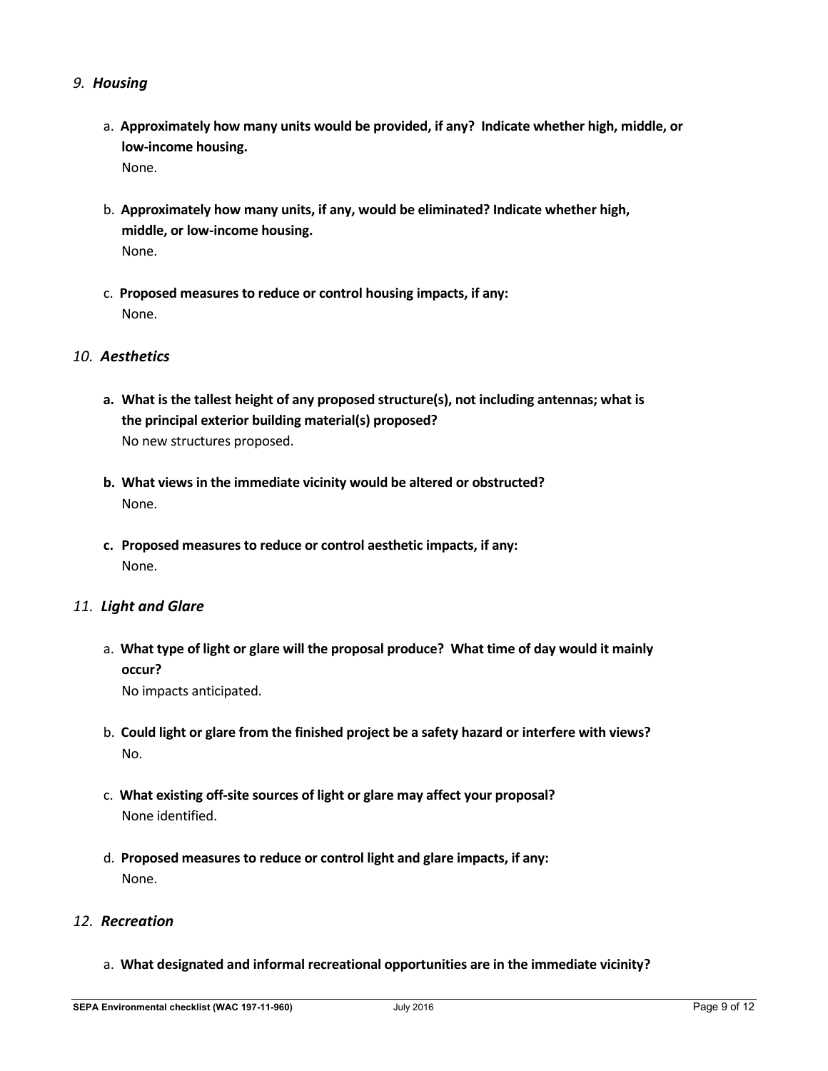### *9. Housing*

a. **Approximately how many units would be provided, if any? Indicate whether high, middle, or low-income housing.**
None.

b. **Approximately how many units, if any, would be eliminated? Indicate whether high, middle, or low-income housing.**
None.

c. **Proposed measures to reduce or control housing impacts, if any:**
None.

### *10. Aesthetics*

**a. What is the tallest height of any proposed structure(s), not including antennas; what is the principal exterior building material(s) proposed?**
No new structures proposed.

**b. What views in the immediate vicinity would be altered or obstructed?**
None.

**c. Proposed measures to reduce or control aesthetic impacts, if any:**
None.

### *11. Light and Glare*

a. **What type of light or glare will the proposal produce? What time of day would it mainly occur?**
No impacts anticipated.

b. **Could light or glare from the finished project be a safety hazard or interfere with views?**
No.

c. **What existing off-site sources of light or glare may affect your proposal?**
None identified.

d. **Proposed measures to reduce or control light and glare impacts, if any:**
None.

### *12. Recreation*

a. **What designated and informal recreational opportunities are in the immediate vicinity?**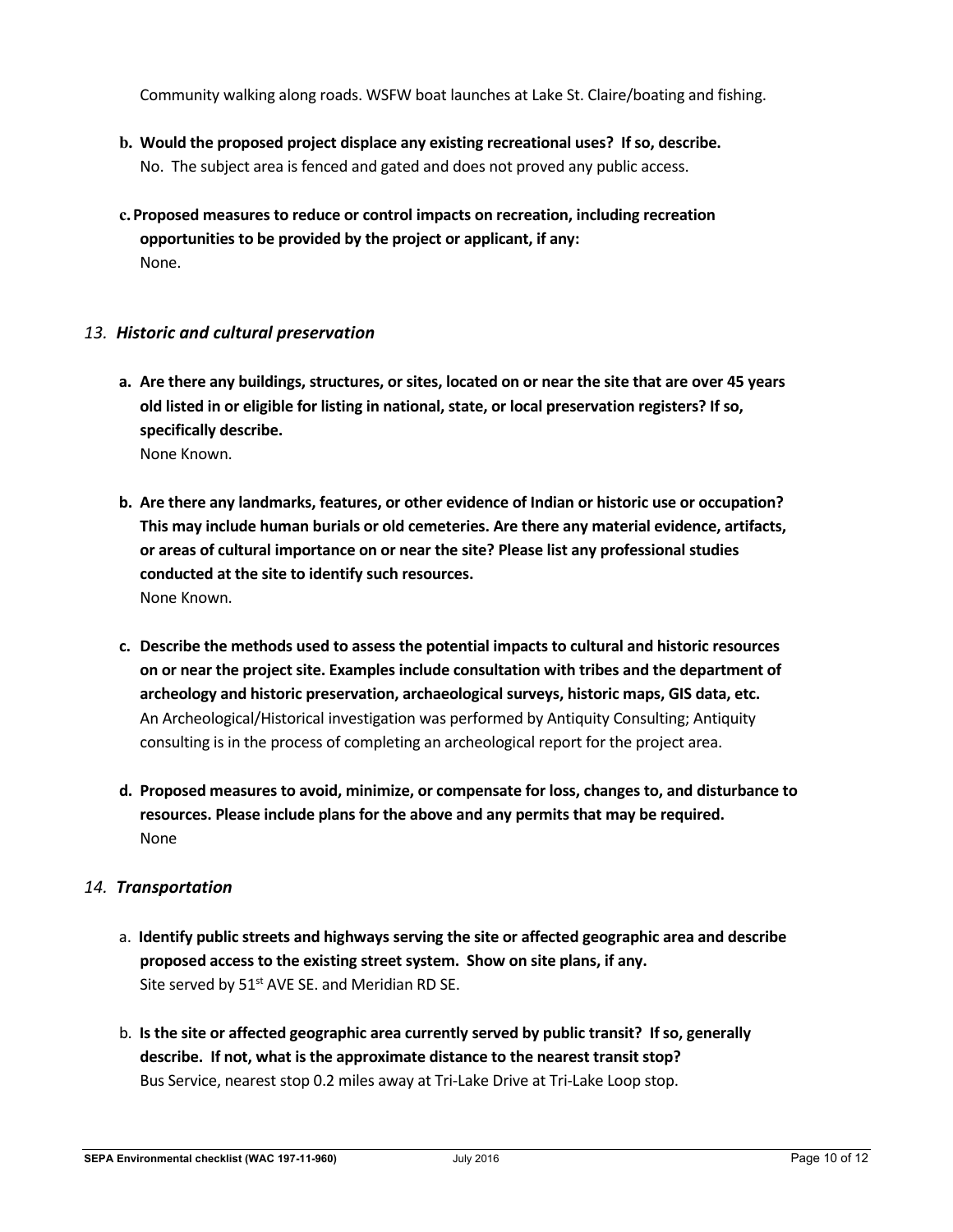Community walking along roads. WSFW boat launches at Lake St. Claire/boating and fishing.

**b. Would the proposed project displace any existing recreational uses? If so, describe.**
No. The subject area is fenced and gated and does not proved any public access.

**c. Proposed measures to reduce or control impacts on recreation, including recreation opportunities to be provided by the project or applicant, if any:**
None.

### *13. Historic and cultural preservation*

**a. Are there any buildings, structures, or sites, located on or near the site that are over 45 years old listed in or eligible for listing in national, state, or local preservation registers? If so, specifically describe.**
None Known.

**b. Are there any landmarks, features, or other evidence of Indian or historic use or occupation? This may include human burials or old cemeteries. Are there any material evidence, artifacts, or areas of cultural importance on or near the site? Please list any professional studies conducted at the site to identify such resources.**
None Known.

**c. Describe the methods used to assess the potential impacts to cultural and historic resources on or near the project site. Examples include consultation with tribes and the department of archeology and historic preservation, archaeological surveys, historic maps, GIS data, etc.**
An Archeological/Historical investigation was performed by Antiquity Consulting; Antiquity consulting is in the process of completing an archeological report for the project area.

**d. Proposed measures to avoid, minimize, or compensate for loss, changes to, and disturbance to resources. Please include plans for the above and any permits that may be required.**
None

### *14. Transportation*

a. **Identify public streets and highways serving the site or affected geographic area and describe proposed access to the existing street system. Show on site plans, if any.**
Site served by 51st AVE SE. and Meridian RD SE.

b. **Is the site or affected geographic area currently served by public transit? If so, generally describe. If not, what is the approximate distance to the nearest transit stop?**
Bus Service, nearest stop 0.2 miles away at Tri-Lake Drive at Tri-Lake Loop stop.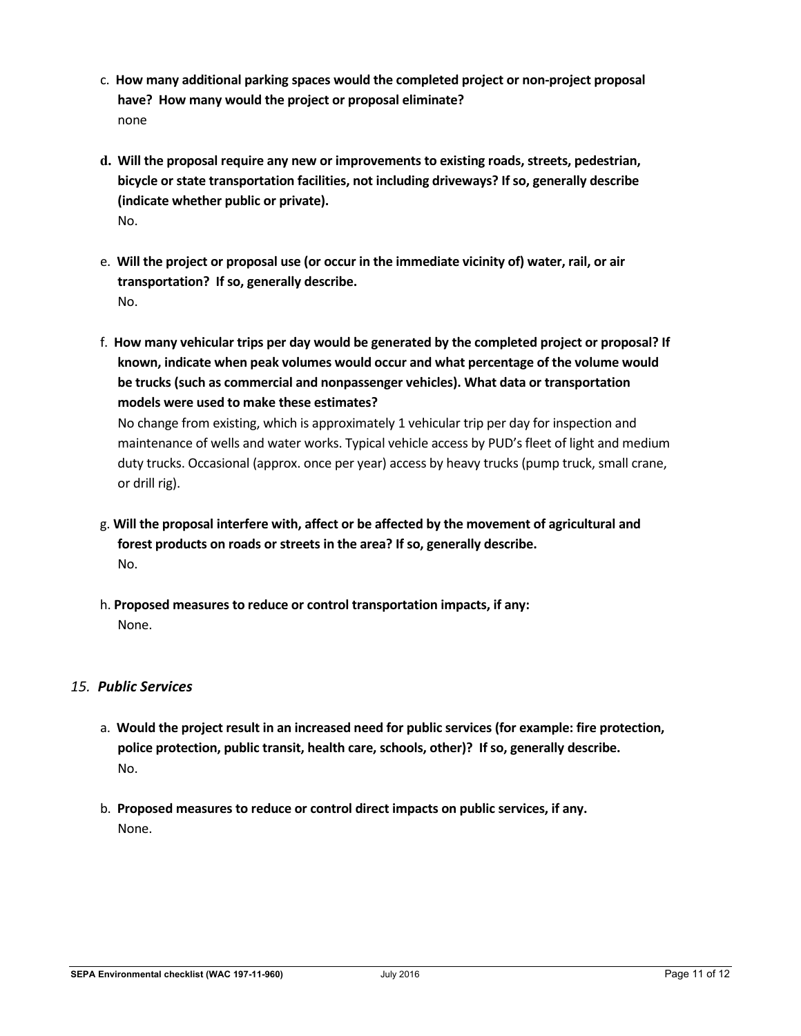c. **How many additional parking spaces would the completed project or non-project proposal have? How many would the project or proposal eliminate?**
none

d. **Will the proposal require any new or improvements to existing roads, streets, pedestrian, bicycle or state transportation facilities, not including driveways? If so, generally describe (indicate whether public or private).**
No.

e. **Will the project or proposal use (or occur in the immediate vicinity of) water, rail, or air transportation? If so, generally describe.**
No.

f. **How many vehicular trips per day would be generated by the completed project or proposal? If known, indicate when peak volumes would occur and what percentage of the volume would be trucks (such as commercial and nonpassenger vehicles). What data or transportation models were used to make these estimates?**
No change from existing, which is approximately 1 vehicular trip per day for inspection and maintenance of wells and water works. Typical vehicle access by PUD's fleet of light and medium duty trucks. Occasional (approx. once per year) access by heavy trucks (pump truck, small crane, or drill rig).

g. **Will the proposal interfere with, affect or be affected by the movement of agricultural and forest products on roads or streets in the area? If so, generally describe.**
No.

h. **Proposed measures to reduce or control transportation impacts, if any:**
None.

## *15. Public Services*

a. **Would the project result in an increased need for public services (for example: fire protection, police protection, public transit, health care, schools, other)? If so, generally describe.**
No.

b. **Proposed measures to reduce or control direct impacts on public services, if any.**
None.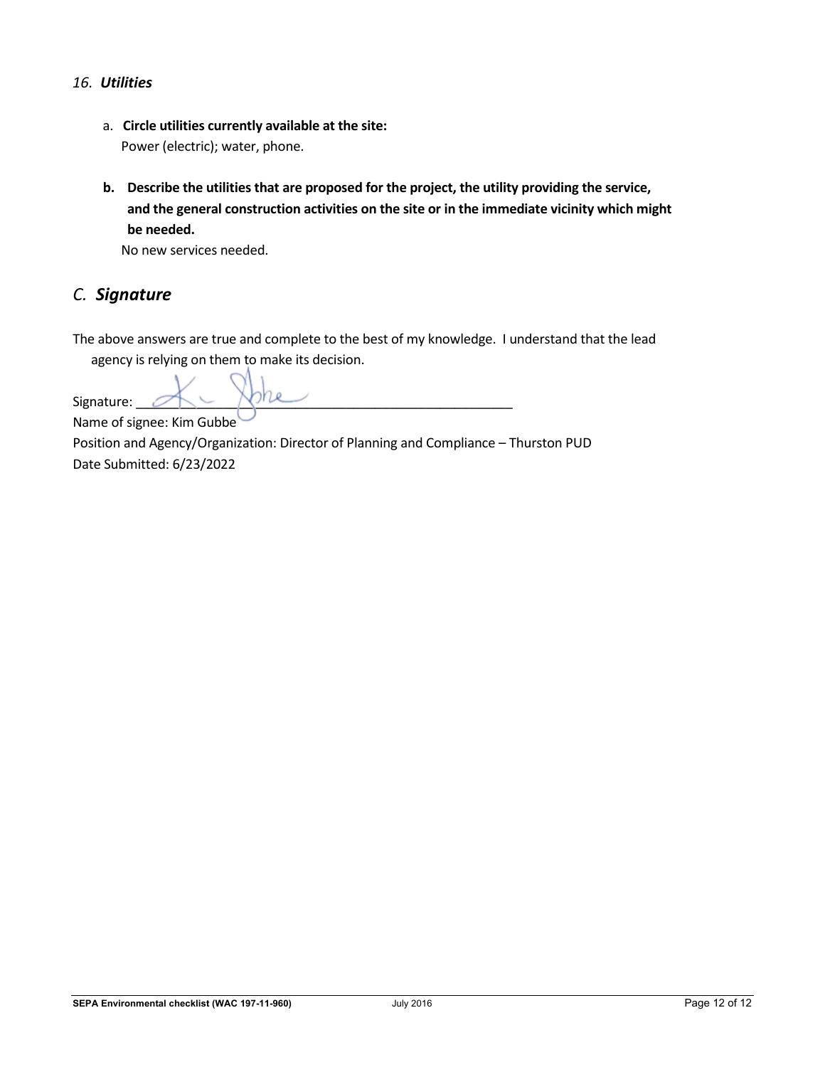### 16. ***Utilities***

a. **Circle utilities currently available at the site:**
Power (electric); water, phone.

b. **Describe the utilities that are proposed for the project, the utility providing the service, and the general construction activities on the site or in the immediate vicinity which might be needed.**
No new services needed.

## C. *Signature*

The above answers are true and complete to the best of my knowledge. I understand that the lead agency is relying on them to make its decision.

Signature: ___________________________________________

Name of signee: Kim Gubbe

Position and Agency/Organization: Director of Planning and Compliance – Thurston PUD

Date Submitted: 6/23/2022